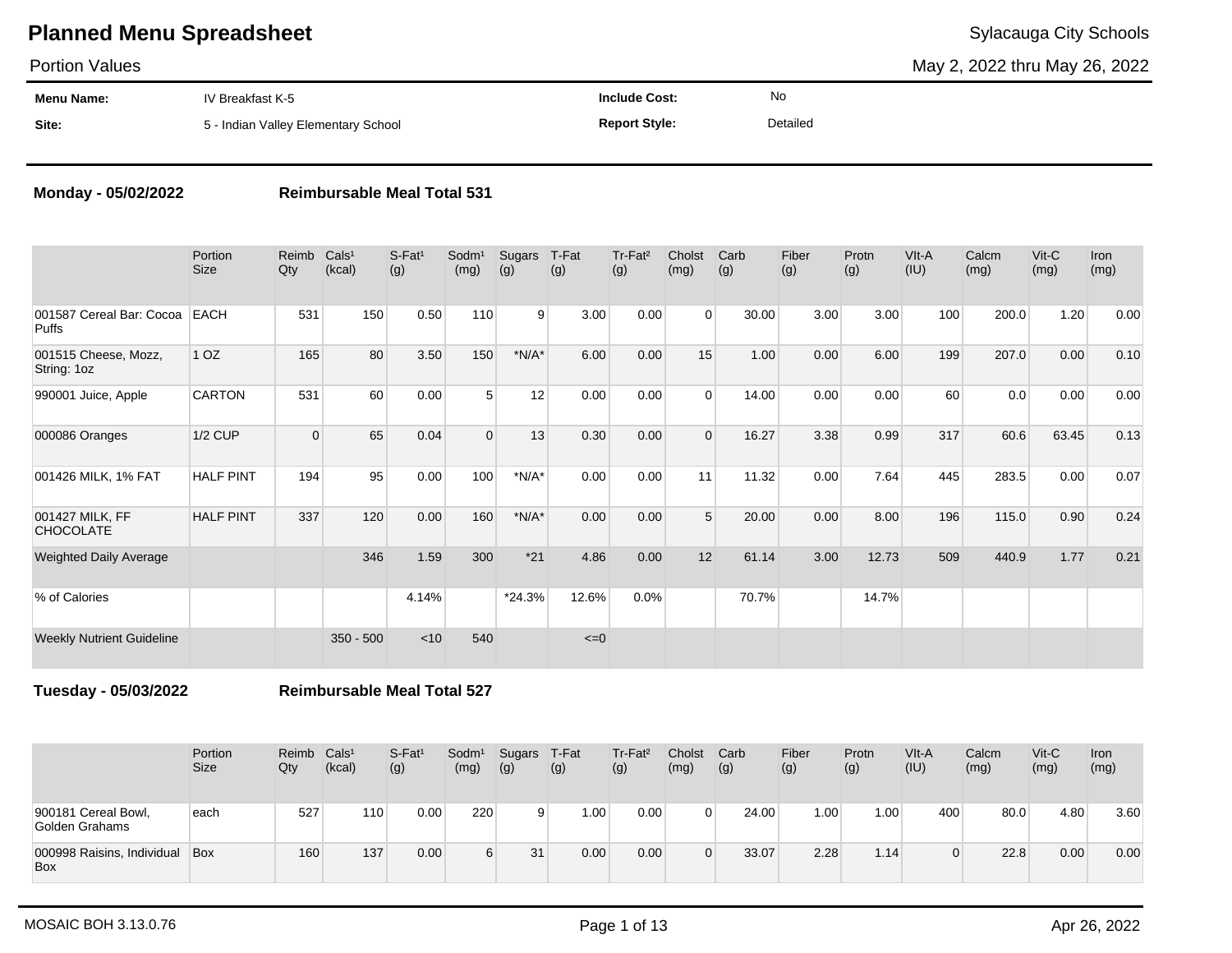# Planned Menu Spreadsheet

Sylacauga City Schools

Portion Values

May 2, 2022 thru May 26, 2022

| **Menu Name:** | IV Breakfast K-5 | **Include Cost:** | No |
|---|---|---|---|
| **Site:** | 5 - Indian Valley Elementary School | **Report Style:** | Detailed |

**Monday - 05/02/2022** **Reimbursable Meal Total 531**

| | Portion Size | Reimb Qty | Cals¹ (kcal) | S-Fat¹ (g) | Sodm¹ (mg) | Sugars (g) | T-Fat (g) | Tr-Fat² (g) | Cholst (mg) | Carb (g) | Fiber (g) | Protn (g) | VIt-A (IU) | Calcm (mg) | Vit-C (mg) | Iron (mg) |
|---|---|---|---|---|---|---|---|---|---|---|---|---|---|---|---|---|
| 001587 Cereal Bar: Cocoa Puffs | EACH | 531 | 150 | 0.50 | 110 | 9 | 3.00 | 0.00 | 0 | 30.00 | 3.00 | 3.00 | 100 | 200.0 | 1.20 | 0.00 |
| 001515 Cheese, Mozz, String: 1oz | 1 OZ | 165 | 80 | 3.50 | 150 | *N/A* | 6.00 | 0.00 | 15 | 1.00 | 0.00 | 6.00 | 199 | 207.0 | 0.00 | 0.10 |
| 990001 Juice, Apple | CARTON | 531 | 60 | 0.00 | 5 | 12 | 0.00 | 0.00 | 0 | 14.00 | 0.00 | 0.00 | 60 | 0.0 | 0.00 | 0.00 |
| 000086 Oranges | 1/2 CUP | 0 | 65 | 0.04 | 0 | 13 | 0.30 | 0.00 | 0 | 16.27 | 3.38 | 0.99 | 317 | 60.6 | 63.45 | 0.13 |
| 001426 MILK, 1% FAT | HALF PINT | 194 | 95 | 0.00 | 100 | *N/A* | 0.00 | 0.00 | 11 | 11.32 | 0.00 | 7.64 | 445 | 283.5 | 0.00 | 0.07 |
| 001427 MILK, FF CHOCOLATE | HALF PINT | 337 | 120 | 0.00 | 160 | *N/A* | 0.00 | 0.00 | 5 | 20.00 | 0.00 | 8.00 | 196 | 115.0 | 0.90 | 0.24 |
| Weighted Daily Average | | | 346 | 1.59 | 300 | *21 | 4.86 | 0.00 | 12 | 61.14 | 3.00 | 12.73 | 509 | 440.9 | 1.77 | 0.21 |
| % of Calories | | | | 4.14% | | *24.3% | 12.6% | 0.0% | | 70.7% | | 14.7% | | | | |
| Weekly Nutrient Guideline | | | 350 - 500 | <10 | 540 | | <=0 | | | | | | | | | |

**Tuesday - 05/03/2022** **Reimbursable Meal Total 527**

| | Portion Size | Reimb Qty | Cals¹ (kcal) | S-Fat¹ (g) | Sodm¹ (mg) | Sugars (g) | T-Fat (g) | Tr-Fat² (g) | Cholst (mg) | Carb (g) | Fiber (g) | Protn (g) | VIt-A (IU) | Calcm (mg) | Vit-C (mg) | Iron (mg) |
|---|---|---|---|---|---|---|---|---|---|---|---|---|---|---|---|---|
| 900181 Cereal Bowl, Golden Grahams | each | 527 | 110 | 0.00 | 220 | 9 | 1.00 | 0.00 | 0 | 24.00 | 1.00 | 1.00 | 400 | 80.0 | 4.80 | 3.60 |
| 000998 Raisins, Individual Box | Box | 160 | 137 | 0.00 | 6 | 31 | 0.00 | 0.00 | 0 | 33.07 | 2.28 | 1.14 | 0 | 22.8 | 0.00 | 0.00 |

MOSAIC BOH 3.13.0.76

Apr 26, 2022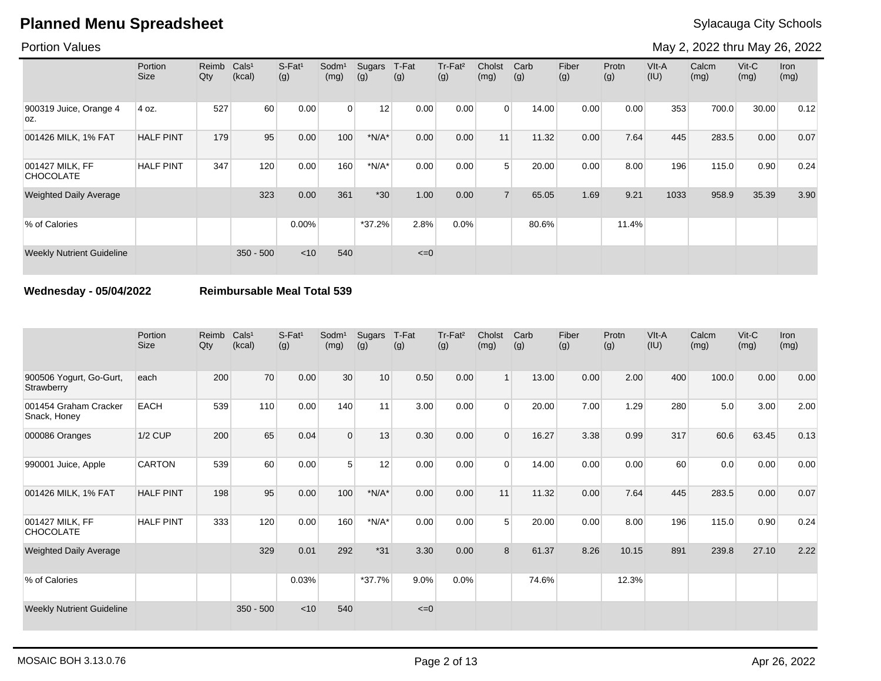# Planned Menu Spreadsheet

Sylacauga City Schools

Portion Values

May 2, 2022 thru May 26, 2022

| | Portion Size | Reimb Qty | Cals¹ (kcal) | S-Fat¹ (g) | Sodm¹ (mg) | Sugars (g) | T-Fat (g) | Tr-Fat² (g) | Cholst (mg) | Carb (g) | Fiber (g) | Protn (g) | VIt-A (IU) | Calcm (mg) | Vit-C (mg) | Iron (mg) |
|---|---|---|---|---|---|---|---|---|---|---|---|---|---|---|---|---|
| 900319 Juice, Orange 4 oz. | 4 oz. | 527 | 60 | 0.00 | 0 | 12 | 0.00 | 0.00 | 0 | 14.00 | 0.00 | 0.00 | 353 | 700.0 | 30.00 | 0.12 |
| 001426 MILK, 1% FAT | HALF PINT | 179 | 95 | 0.00 | 100 | *N/A* | 0.00 | 0.00 | 11 | 11.32 | 0.00 | 7.64 | 445 | 283.5 | 0.00 | 0.07 |
| 001427 MILK, FF CHOCOLATE | HALF PINT | 347 | 120 | 0.00 | 160 | *N/A* | 0.00 | 0.00 | 5 | 20.00 | 0.00 | 8.00 | 196 | 115.0 | 0.90 | 0.24 |
| Weighted Daily Average | | | 323 | 0.00 | 361 | *30 | 1.00 | 0.00 | 7 | 65.05 | 1.69 | 9.21 | 1033 | 958.9 | 35.39 | 3.90 |
| % of Calories | | | | 0.00% | | *37.2% | 2.8% | 0.0% | | 80.6% | | 11.4% | | | | |
| Weekly Nutrient Guideline | | | 350 - 500 | <10 | 540 | | <=0 | | | | | | | | | |

**Wednesday - 05/04/2022** **Reimbursable Meal Total 539**

| | Portion Size | Reimb Qty | Cals¹ (kcal) | S-Fat¹ (g) | Sodm¹ (mg) | Sugars (g) | T-Fat (g) | Tr-Fat² (g) | Cholst (mg) | Carb (g) | Fiber (g) | Protn (g) | VIt-A (IU) | Calcm (mg) | Vit-C (mg) | Iron (mg) |
|---|---|---|---|---|---|---|---|---|---|---|---|---|---|---|---|---|
| 900506 Yogurt, Go-Gurt, Strawberry | each | 200 | 70 | 0.00 | 30 | 10 | 0.50 | 0.00 | 1 | 13.00 | 0.00 | 2.00 | 400 | 100.0 | 0.00 | 0.00 |
| 001454 Graham Cracker Snack, Honey | EACH | 539 | 110 | 0.00 | 140 | 11 | 3.00 | 0.00 | 0 | 20.00 | 7.00 | 1.29 | 280 | 5.0 | 3.00 | 2.00 |
| 000086 Oranges | 1/2 CUP | 200 | 65 | 0.04 | 0 | 13 | 0.30 | 0.00 | 0 | 16.27 | 3.38 | 0.99 | 317 | 60.6 | 63.45 | 0.13 |
| 990001 Juice, Apple | CARTON | 539 | 60 | 0.00 | 5 | 12 | 0.00 | 0.00 | 0 | 14.00 | 0.00 | 0.00 | 60 | 0.0 | 0.00 | 0.00 |
| 001426 MILK, 1% FAT | HALF PINT | 198 | 95 | 0.00 | 100 | *N/A* | 0.00 | 0.00 | 11 | 11.32 | 0.00 | 7.64 | 445 | 283.5 | 0.00 | 0.07 |
| 001427 MILK, FF CHOCOLATE | HALF PINT | 333 | 120 | 0.00 | 160 | *N/A* | 0.00 | 0.00 | 5 | 20.00 | 0.00 | 8.00 | 196 | 115.0 | 0.90 | 0.24 |
| Weighted Daily Average | | | 329 | 0.01 | 292 | *31 | 3.30 | 0.00 | 8 | 61.37 | 8.26 | 10.15 | 891 | 239.8 | 27.10 | 2.22 |
| % of Calories | | | | 0.03% | | *37.7% | 9.0% | 0.0% | | 74.6% | | 12.3% | | | | |
| Weekly Nutrient Guideline | | | 350 - 500 | <10 | 540 | | <=0 | | | | | | | | | |

MOSAIC BOH 3.13.0.76

Apr 26, 2022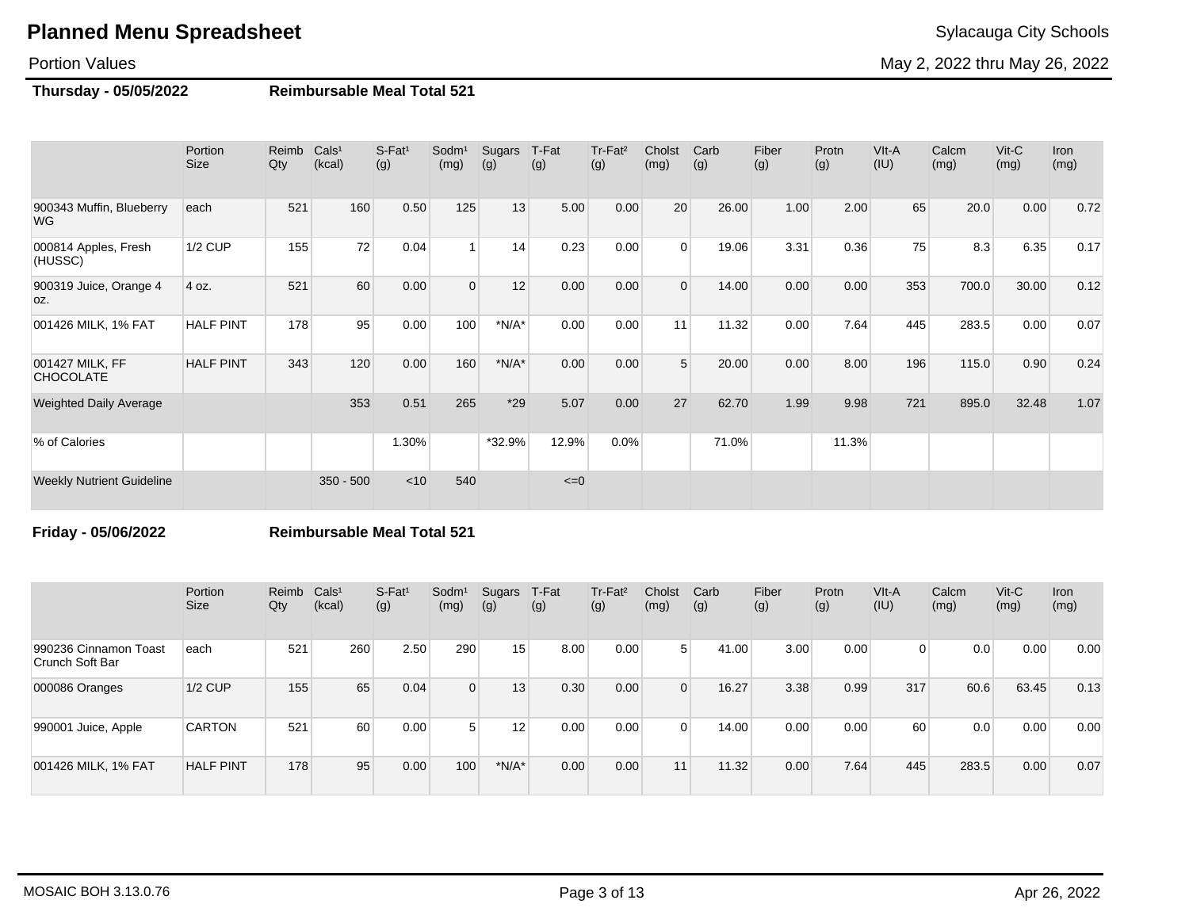# Planned Menu Spreadsheet

Sylacauga City Schools

Portion Values

May 2, 2022 thru May 26, 2022

**Thursday - 05/05/2022** **Reimbursable Meal Total 521**

| | Portion Size | Reimb Qty | Cals¹ (kcal) | S-Fat¹ (g) | Sodm¹ (mg) | Sugars (g) | T-Fat (g) | Tr-Fat² (g) | Cholst (mg) | Carb (g) | Fiber (g) | Protn (g) | VIt-A (IU) | Calcm (mg) | Vit-C (mg) | Iron (mg) |
|---|---|---|---|---|---|---|---|---|---|---|---|---|---|---|---|---|
| 900343 Muffin, Blueberry WG | each | 521 | 160 | 0.50 | 125 | 13 | 5.00 | 0.00 | 20 | 26.00 | 1.00 | 2.00 | 65 | 20.0 | 0.00 | 0.72 |
| 000814 Apples, Fresh (HUSSC) | 1/2 CUP | 155 | 72 | 0.04 | 1 | 14 | 0.23 | 0.00 | 0 | 19.06 | 3.31 | 0.36 | 75 | 8.3 | 6.35 | 0.17 |
| 900319 Juice, Orange 4 oz. | 4 oz. | 521 | 60 | 0.00 | 0 | 12 | 0.00 | 0.00 | 0 | 14.00 | 0.00 | 0.00 | 353 | 700.0 | 30.00 | 0.12 |
| 001426 MILK, 1% FAT | HALF PINT | 178 | 95 | 0.00 | 100 | *N/A* | 0.00 | 0.00 | 11 | 11.32 | 0.00 | 7.64 | 445 | 283.5 | 0.00 | 0.07 |
| 001427 MILK, FF CHOCOLATE | HALF PINT | 343 | 120 | 0.00 | 160 | *N/A* | 0.00 | 0.00 | 5 | 20.00 | 0.00 | 8.00 | 196 | 115.0 | 0.90 | 0.24 |
| Weighted Daily Average | | | 353 | 0.51 | 265 | *29 | 5.07 | 0.00 | 27 | 62.70 | 1.99 | 9.98 | 721 | 895.0 | 32.48 | 1.07 |
| % of Calories | | | | 1.30% | | *32.9% | 12.9% | 0.0% | | 71.0% | | 11.3% | | | | |
| Weekly Nutrient Guideline | | | 350 - 500 | <10 | 540 | | <=0 | | | | | | | | | |

**Friday - 05/06/2022** **Reimbursable Meal Total 521**

| | Portion Size | Reimb Qty | Cals¹ (kcal) | S-Fat¹ (g) | Sodm¹ (mg) | Sugars (g) | T-Fat (g) | Tr-Fat² (g) | Cholst (mg) | Carb (g) | Fiber (g) | Protn (g) | VIt-A (IU) | Calcm (mg) | Vit-C (mg) | Iron (mg) |
|---|---|---|---|---|---|---|---|---|---|---|---|---|---|---|---|---|
| 990236 Cinnamon Toast Crunch Soft Bar | each | 521 | 260 | 2.50 | 290 | 15 | 8.00 | 0.00 | 5 | 41.00 | 3.00 | 0.00 | 0 | 0.0 | 0.00 | 0.00 |
| 000086 Oranges | 1/2 CUP | 155 | 65 | 0.04 | 0 | 13 | 0.30 | 0.00 | 0 | 16.27 | 3.38 | 0.99 | 317 | 60.6 | 63.45 | 0.13 |
| 990001 Juice, Apple | CARTON | 521 | 60 | 0.00 | 5 | 12 | 0.00 | 0.00 | 0 | 14.00 | 0.00 | 0.00 | 60 | 0.0 | 0.00 | 0.00 |
| 001426 MILK, 1% FAT | HALF PINT | 178 | 95 | 0.00 | 100 | *N/A* | 0.00 | 0.00 | 11 | 11.32 | 0.00 | 7.64 | 445 | 283.5 | 0.00 | 0.07 |

MOSAIC BOH 3.13.0.76

Apr 26, 2022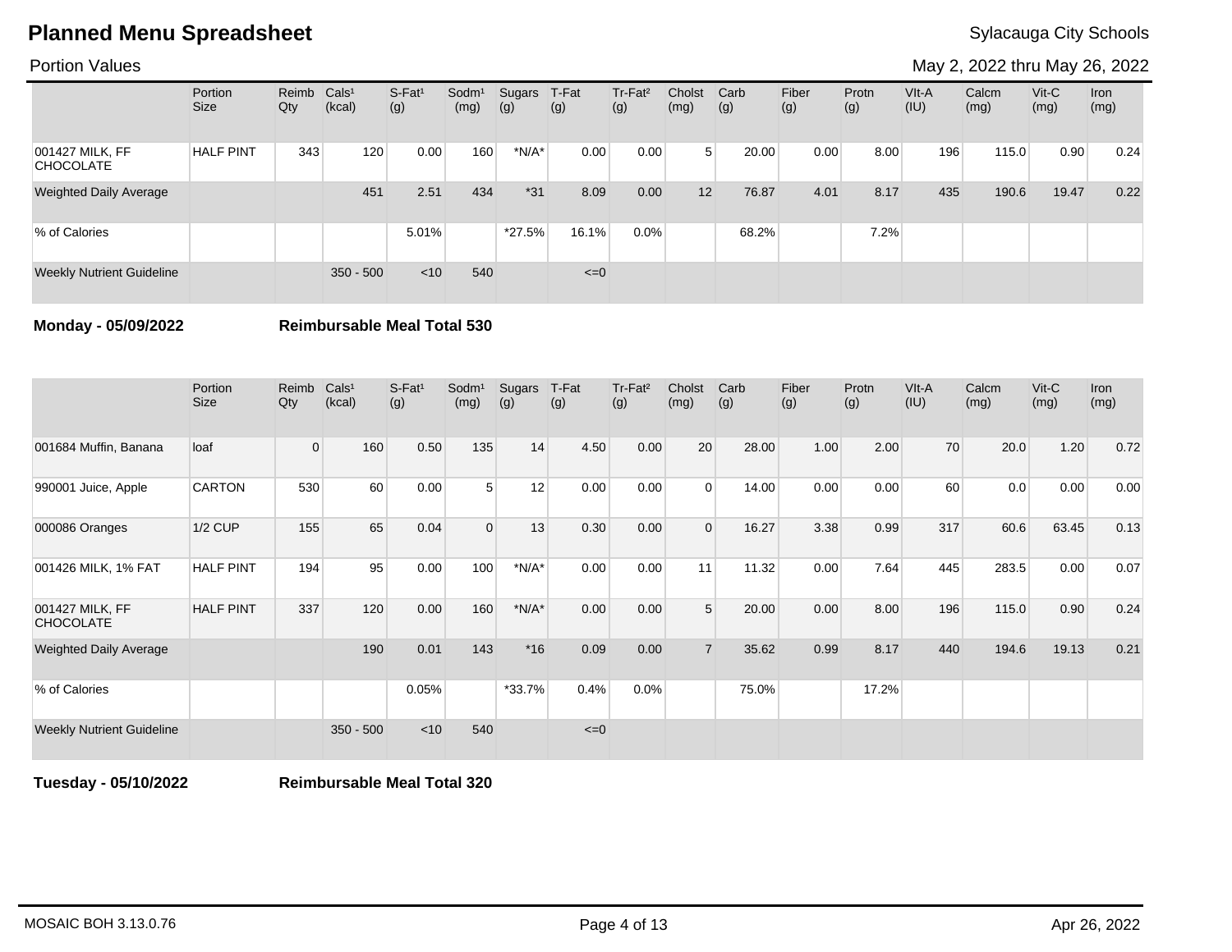# Planned Menu Spreadsheet

Sylacauga City Schools

Portion Values

May 2, 2022 thru May 26, 2022

| | Portion Size | Reimb Qty | Cals¹ (kcal) | S-Fat¹ (g) | Sodm¹ (mg) | Sugars (g) | T-Fat (g) | Tr-Fat² (g) | Cholst (mg) | Carb (g) | Fiber (g) | Protn (g) | VIt-A (IU) | Calcm (mg) | Vit-C (mg) | Iron (mg) |
|---|---|---|---|---|---|---|---|---|---|---|---|---|---|---|---|---|
| 001427 MILK, FF CHOCOLATE | HALF PINT | 343 | 120 | 0.00 | 160 | *N/A* | 0.00 | 0.00 | 5 | 20.00 | 0.00 | 8.00 | 196 | 115.0 | 0.90 | 0.24 |
| Weighted Daily Average | | | 451 | 2.51 | 434 | *31 | 8.09 | 0.00 | 12 | 76.87 | 4.01 | 8.17 | 435 | 190.6 | 19.47 | 0.22 |
| % of Calories | | | | 5.01% | | *27.5% | 16.1% | 0.0% | | 68.2% | | 7.2% | | | | |
| Weekly Nutrient Guideline | | | 350 - 500 | <10 | 540 | | <=0 | | | | | | | | | |

**Monday - 05/09/2022** **Reimbursable Meal Total 530**

| | Portion Size | Reimb Qty | Cals¹ (kcal) | S-Fat¹ (g) | Sodm¹ (mg) | Sugars (g) | T-Fat (g) | Tr-Fat² (g) | Cholst (mg) | Carb (g) | Fiber (g) | Protn (g) | VIt-A (IU) | Calcm (mg) | Vit-C (mg) | Iron (mg) |
|---|---|---|---|---|---|---|---|---|---|---|---|---|---|---|---|---|
| 001684 Muffin, Banana | loaf | 0 | 160 | 0.50 | 135 | 14 | 4.50 | 0.00 | 20 | 28.00 | 1.00 | 2.00 | 70 | 20.0 | 1.20 | 0.72 |
| 990001 Juice, Apple | CARTON | 530 | 60 | 0.00 | 5 | 12 | 0.00 | 0.00 | 0 | 14.00 | 0.00 | 0.00 | 60 | 0.0 | 0.00 | 0.00 |
| 000086 Oranges | 1/2 CUP | 155 | 65 | 0.04 | 0 | 13 | 0.30 | 0.00 | 0 | 16.27 | 3.38 | 0.99 | 317 | 60.6 | 63.45 | 0.13 |
| 001426 MILK, 1% FAT | HALF PINT | 194 | 95 | 0.00 | 100 | *N/A* | 0.00 | 0.00 | 11 | 11.32 | 0.00 | 7.64 | 445 | 283.5 | 0.00 | 0.07 |
| 001427 MILK, FF CHOCOLATE | HALF PINT | 337 | 120 | 0.00 | 160 | *N/A* | 0.00 | 0.00 | 5 | 20.00 | 0.00 | 8.00 | 196 | 115.0 | 0.90 | 0.24 |
| Weighted Daily Average | | | 190 | 0.01 | 143 | *16 | 0.09 | 0.00 | 7 | 35.62 | 0.99 | 8.17 | 440 | 194.6 | 19.13 | 0.21 |
| % of Calories | | | | 0.05% | | *33.7% | 0.4% | 0.0% | | 75.0% | | 17.2% | | | | |
| Weekly Nutrient Guideline | | | 350 - 500 | <10 | 540 | | <=0 | | | | | | | | | |

**Tuesday - 05/10/2022** **Reimbursable Meal Total 320**

MOSAIC BOH 3.13.0.76

Apr 26, 2022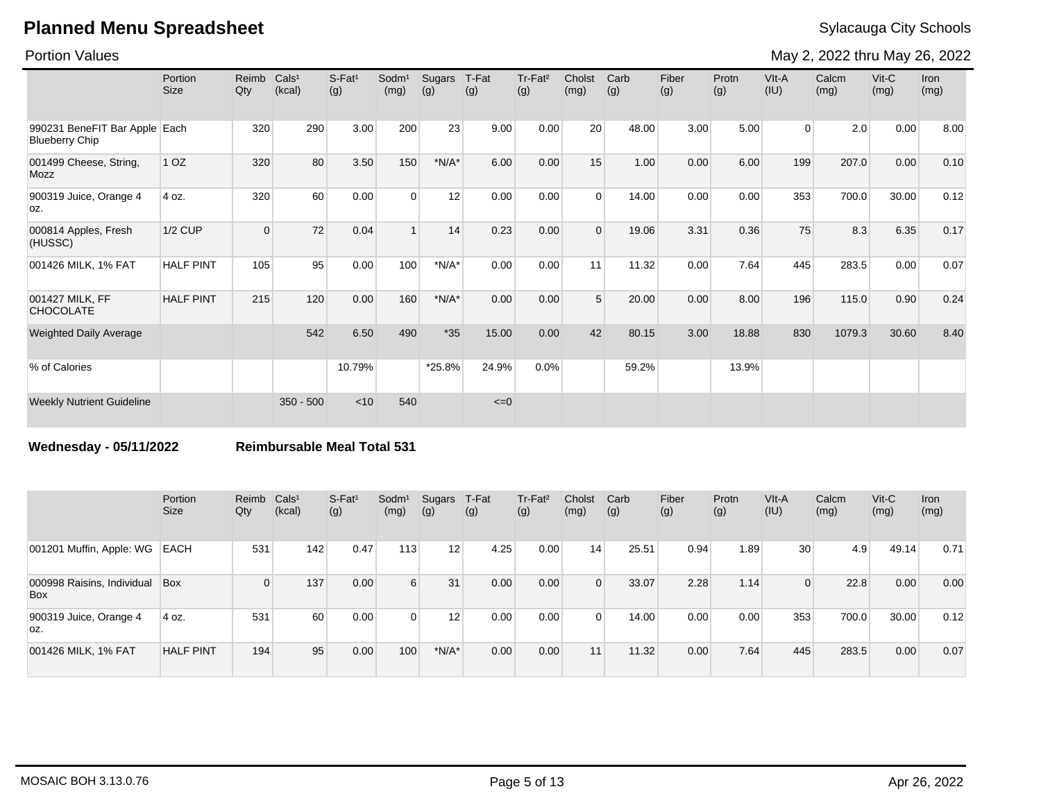# Planned Menu Spreadsheet

Sylacauga City Schools

Portion Values

May 2, 2022 thru May 26, 2022

| | Portion Size | Reimb Qty | Cals[1] (kcal) | S-Fat[1] (g) | Sodm[1] (mg) | Sugars (g) | T-Fat (g) | Tr-Fat[2] (g) | Cholst (mg) | Carb (g) | Fiber (g) | Protn (g) | VIt-A (IU) | Calcm (mg) | Vit-C (mg) | Iron (mg) |
|---|---|---|---|---|---|---|---|---|---|---|---|---|---|---|---|---|
| 990231 BeneFIT Bar Apple Blueberry Chip | Each | 320 | 290 | 3.00 | 200 | 23 | 9.00 | 0.00 | 20 | 48.00 | 3.00 | 5.00 | 0 | 2.0 | 0.00 | 8.00 |
| 001499 Cheese, String, Mozz | 1 OZ | 320 | 80 | 3.50 | 150 | *N/A* | 6.00 | 0.00 | 15 | 1.00 | 0.00 | 6.00 | 199 | 207.0 | 0.00 | 0.10 |
| 900319 Juice, Orange 4 oz. | 4 oz. | 320 | 60 | 0.00 | 0 | 12 | 0.00 | 0.00 | 0 | 14.00 | 0.00 | 0.00 | 353 | 700.0 | 30.00 | 0.12 |
| 000814 Apples, Fresh (HUSSC) | 1/2 CUP | 0 | 72 | 0.04 | 1 | 14 | 0.23 | 0.00 | 0 | 19.06 | 3.31 | 0.36 | 75 | 8.3 | 6.35 | 0.17 |
| 001426 MILK, 1% FAT | HALF PINT | 105 | 95 | 0.00 | 100 | *N/A* | 0.00 | 0.00 | 11 | 11.32 | 0.00 | 7.64 | 445 | 283.5 | 0.00 | 0.07 |
| 001427 MILK, FF CHOCOLATE | HALF PINT | 215 | 120 | 0.00 | 160 | *N/A* | 0.00 | 0.00 | 5 | 20.00 | 0.00 | 8.00 | 196 | 115.0 | 0.90 | 0.24 |
| Weighted Daily Average | | | 542 | 6.50 | 490 | *35 | 15.00 | 0.00 | 42 | 80.15 | 3.00 | 18.88 | 830 | 1079.3 | 30.60 | 8.40 |
| % of Calories | | | | 10.79% | | *25.8% | 24.9% | 0.0% | | 59.2% | | 13.9% | | | | |
| Weekly Nutrient Guideline | | | 350 - 500 | <10 | 540 | | <=0 | | | | | | | | | |

**Wednesday - 05/11/2022** **Reimbursable Meal Total 531**

| | Portion Size | Reimb Qty | Cals[1] (kcal) | S-Fat[1] (g) | Sodm[1] (mg) | Sugars (g) | T-Fat (g) | Tr-Fat[2] (g) | Cholst (mg) | Carb (g) | Fiber (g) | Protn (g) | VIt-A (IU) | Calcm (mg) | Vit-C (mg) | Iron (mg) |
|---|---|---|---|---|---|---|---|---|---|---|---|---|---|---|---|---|
| 001201 Muffin, Apple: WG | EACH | 531 | 142 | 0.47 | 113 | 12 | 4.25 | 0.00 | 14 | 25.51 | 0.94 | 1.89 | 30 | 4.9 | 49.14 | 0.71 |
| 000998 Raisins, Individual Box | Box | 0 | 137 | 0.00 | 6 | 31 | 0.00 | 0.00 | 0 | 33.07 | 2.28 | 1.14 | 0 | 22.8 | 0.00 | 0.00 |
| 900319 Juice, Orange 4 oz. | 4 oz. | 531 | 60 | 0.00 | 0 | 12 | 0.00 | 0.00 | 0 | 14.00 | 0.00 | 0.00 | 353 | 700.0 | 30.00 | 0.12 |
| 001426 MILK, 1% FAT | HALF PINT | 194 | 95 | 0.00 | 100 | *N/A* | 0.00 | 0.00 | 11 | 11.32 | 0.00 | 7.64 | 445 | 283.5 | 0.00 | 0.07 |

MOSAIC BOH 3.13.0.76 Apr 26, 2022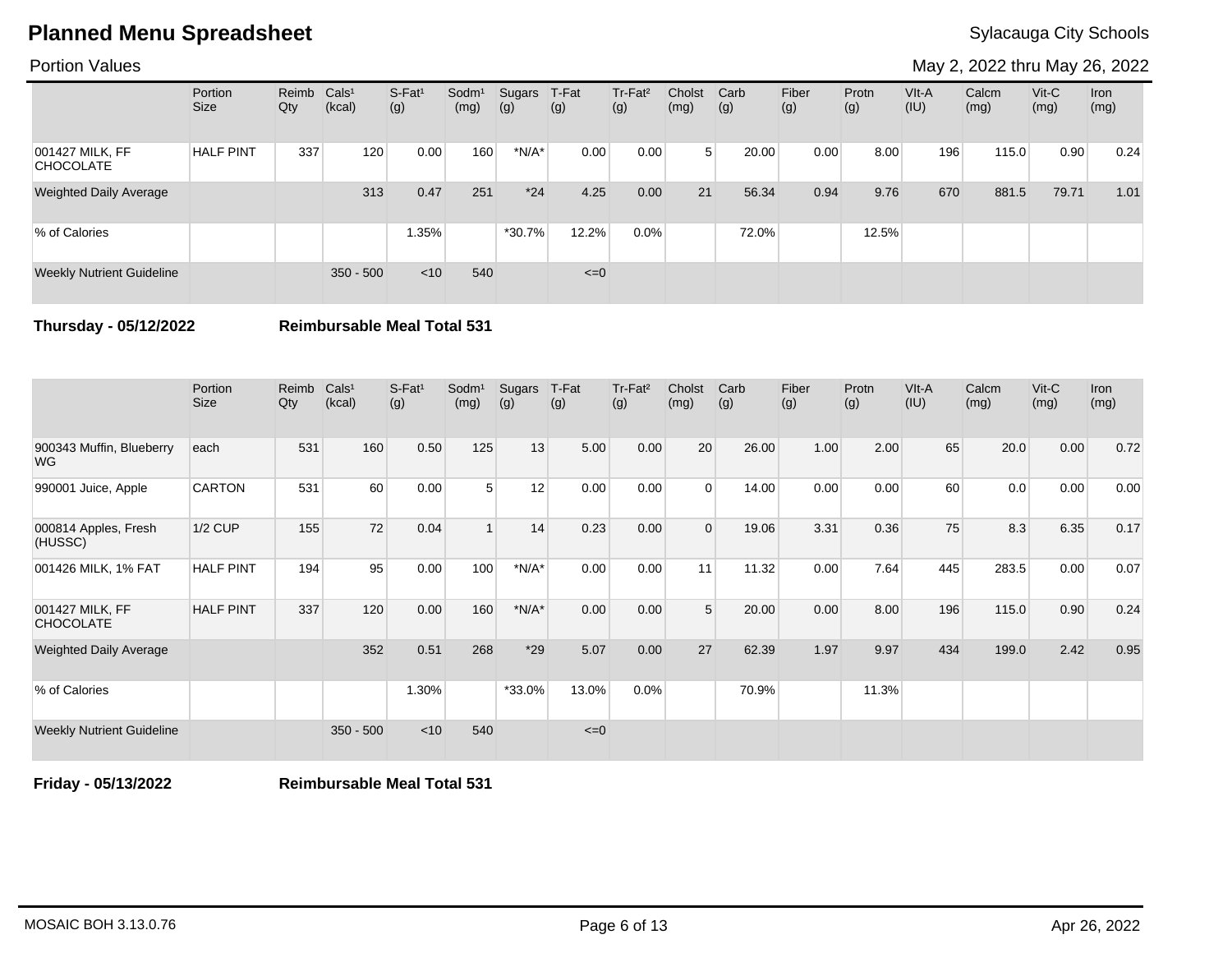# Planned Menu Spreadsheet

Sylacauga City Schools

Portion Values

May 2, 2022 thru May 26, 2022

| | Portion Size | Reimb Qty | Cals¹ (kcal) | S-Fat¹ (g) | Sodm¹ (mg) | Sugars (g) | T-Fat (g) | Tr-Fat² (g) | Cholst (mg) | Carb (g) | Fiber (g) | Protn (g) | VIt-A (IU) | Calcm (mg) | Vit-C (mg) | Iron (mg) |
|---|---|---|---|---|---|---|---|---|---|---|---|---|---|---|---|---|
| 001427 MILK, FF CHOCOLATE | HALF PINT | 337 | 120 | 0.00 | 160 | *N/A* | 0.00 | 0.00 | 5 | 20.00 | 0.00 | 8.00 | 196 | 115.0 | 0.90 | 0.24 |
| Weighted Daily Average | | | 313 | 0.47 | 251 | *24 | 4.25 | 0.00 | 21 | 56.34 | 0.94 | 9.76 | 670 | 881.5 | 79.71 | 1.01 |
| % of Calories | | | | 1.35% | | *30.7% | 12.2% | 0.0% | | 72.0% | | 12.5% | | | | |
| Weekly Nutrient Guideline | | | 350 - 500 | <10 | 540 | | <=0 | | | | | | | | | |

**Thursday - 05/12/2022** **Reimbursable Meal Total 531**

| | Portion Size | Reimb Qty | Cals¹ (kcal) | S-Fat¹ (g) | Sodm¹ (mg) | Sugars (g) | T-Fat (g) | Tr-Fat² (g) | Cholst (mg) | Carb (g) | Fiber (g) | Protn (g) | VIt-A (IU) | Calcm (mg) | Vit-C (mg) | Iron (mg) |
|---|---|---|---|---|---|---|---|---|---|---|---|---|---|---|---|---|
| 900343 Muffin, Blueberry WG | each | 531 | 160 | 0.50 | 125 | 13 | 5.00 | 0.00 | 20 | 26.00 | 1.00 | 2.00 | 65 | 20.0 | 0.00 | 0.72 |
| 990001 Juice, Apple | CARTON | 531 | 60 | 0.00 | 5 | 12 | 0.00 | 0.00 | 0 | 14.00 | 0.00 | 0.00 | 60 | 0.0 | 0.00 | 0.00 |
| 000814 Apples, Fresh (HUSSC) | 1/2 CUP | 155 | 72 | 0.04 | 1 | 14 | 0.23 | 0.00 | 0 | 19.06 | 3.31 | 0.36 | 75 | 8.3 | 6.35 | 0.17 |
| 001426 MILK, 1% FAT | HALF PINT | 194 | 95 | 0.00 | 100 | *N/A* | 0.00 | 0.00 | 11 | 11.32 | 0.00 | 7.64 | 445 | 283.5 | 0.00 | 0.07 |
| 001427 MILK, FF CHOCOLATE | HALF PINT | 337 | 120 | 0.00 | 160 | *N/A* | 0.00 | 0.00 | 5 | 20.00 | 0.00 | 8.00 | 196 | 115.0 | 0.90 | 0.24 |
| Weighted Daily Average | | | 352 | 0.51 | 268 | *29 | 5.07 | 0.00 | 27 | 62.39 | 1.97 | 9.97 | 434 | 199.0 | 2.42 | 0.95 |
| % of Calories | | | | 1.30% | | *33.0% | 13.0% | 0.0% | | 70.9% | | 11.3% | | | | |
| Weekly Nutrient Guideline | | | 350 - 500 | <10 | 540 | | <=0 | | | | | | | | | |

**Friday - 05/13/2022** **Reimbursable Meal Total 531**

MOSAIC BOH 3.13.0.76

Apr 26, 2022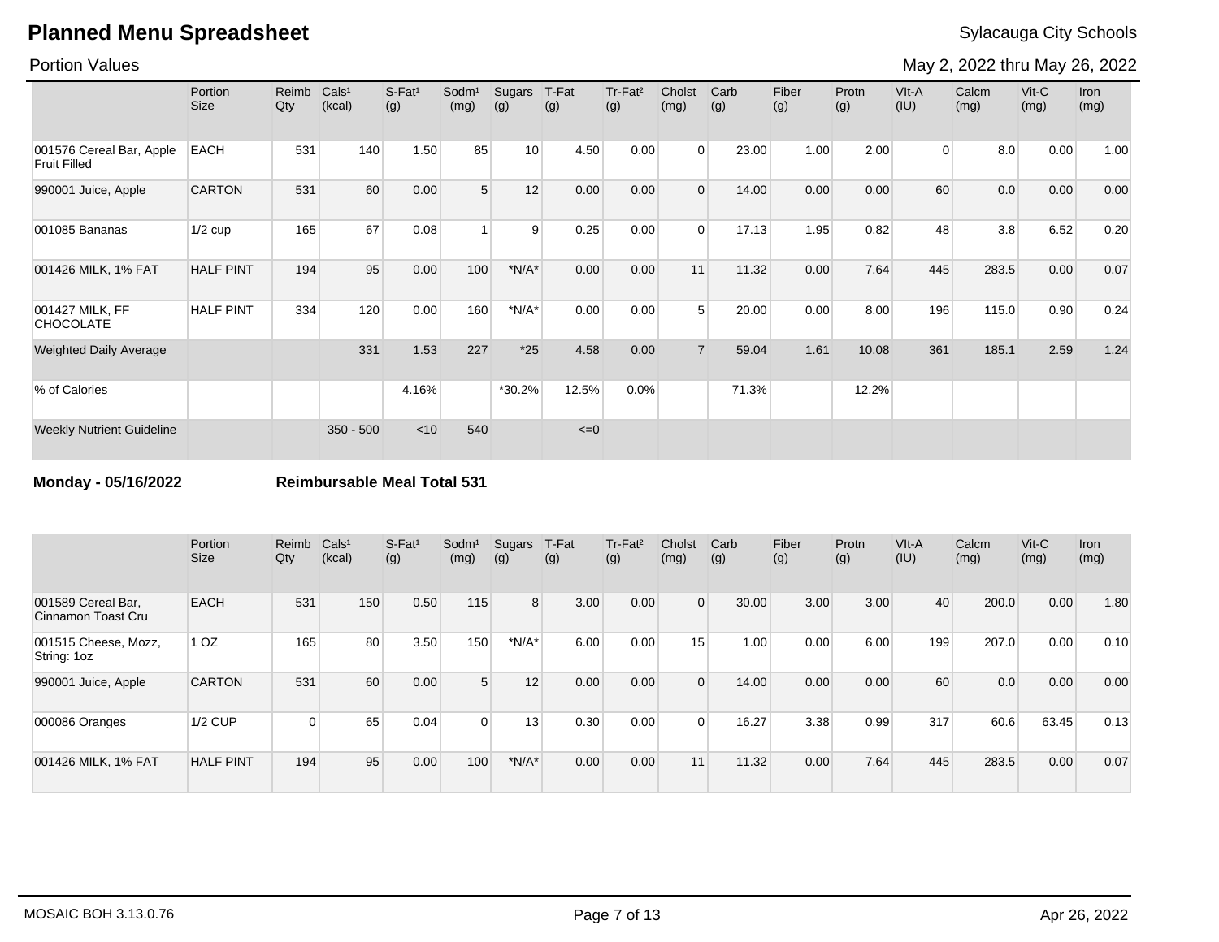# Planned Menu Spreadsheet

Sylacauga City Schools

Portion Values

May 2, 2022 thru May 26, 2022

| | Portion Size | Reimb Qty | Cals¹ (kcal) | S-Fat¹ (g) | Sodm¹ (mg) | Sugars (g) | T-Fat (g) | Tr-Fat² (g) | Cholst (mg) | Carb (g) | Fiber (g) | Protn (g) | VIt-A (IU) | Calcm (mg) | Vit-C (mg) | Iron (mg) |
|---|---|---|---|---|---|---|---|---|---|---|---|---|---|---|---|---|
| 001576 Cereal Bar, Apple Fruit Filled | EACH | 531 | 140 | 1.50 | 85 | 10 | 4.50 | 0.00 | 0 | 23.00 | 1.00 | 2.00 | 0 | 8.0 | 0.00 | 1.00 |
| 990001 Juice, Apple | CARTON | 531 | 60 | 0.00 | 5 | 12 | 0.00 | 0.00 | 0 | 14.00 | 0.00 | 0.00 | 60 | 0.0 | 0.00 | 0.00 |
| 001085 Bananas | 1/2 cup | 165 | 67 | 0.08 | 1 | 9 | 0.25 | 0.00 | 0 | 17.13 | 1.95 | 0.82 | 48 | 3.8 | 6.52 | 0.20 |
| 001426 MILK, 1% FAT | HALF PINT | 194 | 95 | 0.00 | 100 | *N/A* | 0.00 | 0.00 | 11 | 11.32 | 0.00 | 7.64 | 445 | 283.5 | 0.00 | 0.07 |
| 001427 MILK, FF CHOCOLATE | HALF PINT | 334 | 120 | 0.00 | 160 | *N/A* | 0.00 | 0.00 | 5 | 20.00 | 0.00 | 8.00 | 196 | 115.0 | 0.90 | 0.24 |
| Weighted Daily Average | | | 331 | 1.53 | 227 | *25 | 4.58 | 0.00 | 7 | 59.04 | 1.61 | 10.08 | 361 | 185.1 | 2.59 | 1.24 |
| % of Calories | | | | 4.16% | | *30.2% | 12.5% | 0.0% | | 71.3% | | 12.2% | | | | |
| Weekly Nutrient Guideline | | | 350 - 500 | <10 | 540 | | <=0 | | | | | | | | | |

**Monday - 05/16/2022** **Reimbursable Meal Total 531**

| | Portion Size | Reimb Qty | Cals¹ (kcal) | S-Fat¹ (g) | Sodm¹ (mg) | Sugars (g) | T-Fat (g) | Tr-Fat² (g) | Cholst (mg) | Carb (g) | Fiber (g) | Protn (g) | VIt-A (IU) | Calcm (mg) | Vit-C (mg) | Iron (mg) |
|---|---|---|---|---|---|---|---|---|---|---|---|---|---|---|---|---|
| 001589 Cereal Bar, Cinnamon Toast Cru | EACH | 531 | 150 | 0.50 | 115 | 8 | 3.00 | 0.00 | 0 | 30.00 | 3.00 | 3.00 | 40 | 200.0 | 0.00 | 1.80 |
| 001515 Cheese, Mozz, String: 1oz | 1 OZ | 165 | 80 | 3.50 | 150 | *N/A* | 6.00 | 0.00 | 15 | 1.00 | 0.00 | 6.00 | 199 | 207.0 | 0.00 | 0.10 |
| 990001 Juice, Apple | CARTON | 531 | 60 | 0.00 | 5 | 12 | 0.00 | 0.00 | 0 | 14.00 | 0.00 | 0.00 | 60 | 0.0 | 0.00 | 0.00 |
| 000086 Oranges | 1/2 CUP | 0 | 65 | 0.04 | 0 | 13 | 0.30 | 0.00 | 0 | 16.27 | 3.38 | 0.99 | 317 | 60.6 | 63.45 | 0.13 |
| 001426 MILK, 1% FAT | HALF PINT | 194 | 95 | 0.00 | 100 | *N/A* | 0.00 | 0.00 | 11 | 11.32 | 0.00 | 7.64 | 445 | 283.5 | 0.00 | 0.07 |

MOSAIC BOH 3.13.0.76

Apr 26, 2022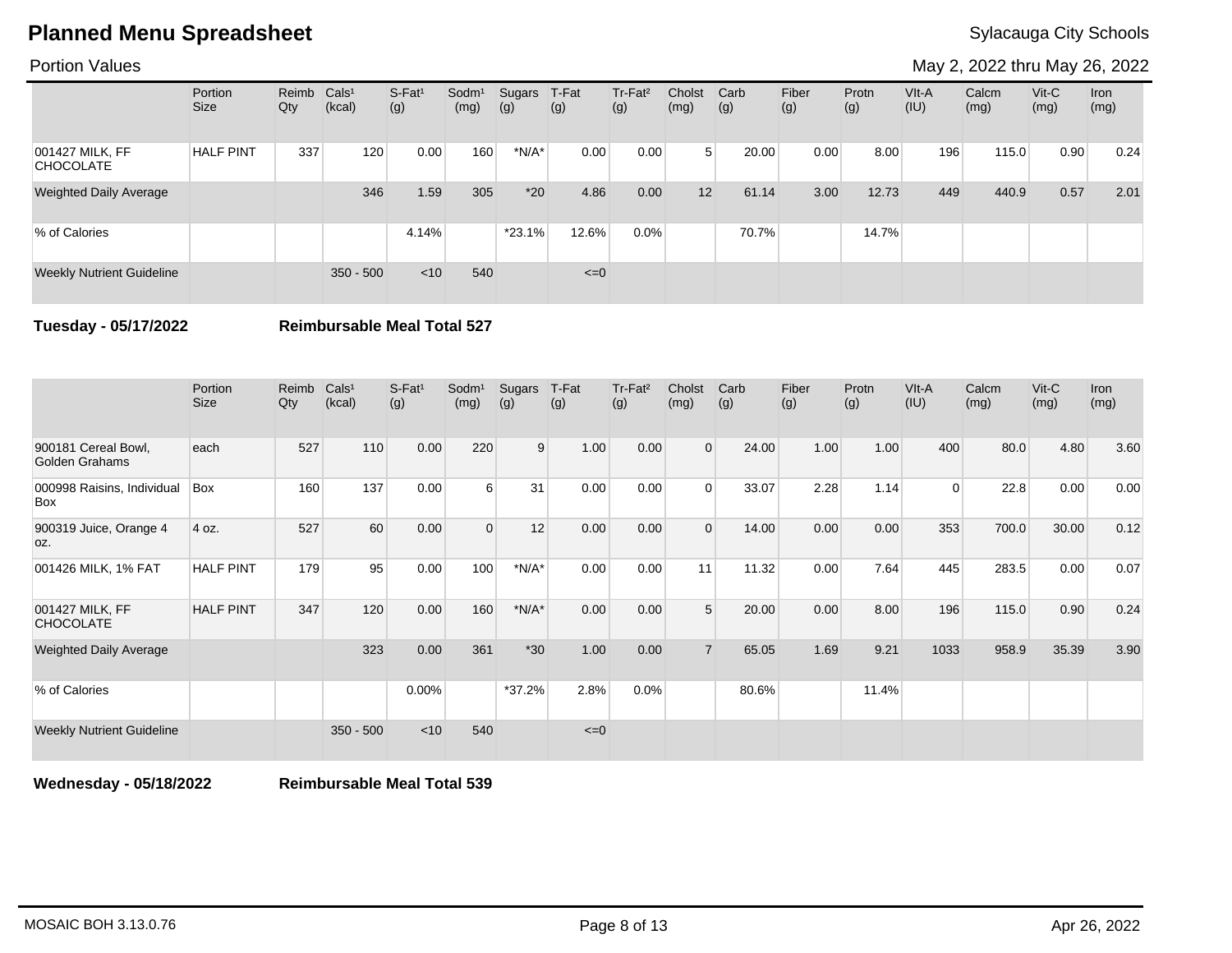# Planned Menu Spreadsheet

Sylacauga City Schools

Portion Values

May 2, 2022 thru May 26, 2022

| | Portion Size | Reimb Qty | Cals¹ (kcal) | S-Fat¹ (g) | Sodm¹ (mg) | Sugars (g) | T-Fat (g) | Tr-Fat² (g) | Cholst (mg) | Carb (g) | Fiber (g) | Protn (g) | VIt-A (IU) | Calcm (mg) | Vit-C (mg) | Iron (mg) |
|---|---|---|---|---|---|---|---|---|---|---|---|---|---|---|---|---|
| 001427 MILK, FF CHOCOLATE | HALF PINT | 337 | 120 | 0.00 | 160 | *N/A* | 0.00 | 0.00 | 5 | 20.00 | 0.00 | 8.00 | 196 | 115.0 | 0.90 | 0.24 |
| Weighted Daily Average | | | 346 | 1.59 | 305 | *20 | 4.86 | 0.00 | 12 | 61.14 | 3.00 | 12.73 | 449 | 440.9 | 0.57 | 2.01 |
| % of Calories | | | | 4.14% | | *23.1% | 12.6% | 0.0% | | 70.7% | | 14.7% | | | | |
| Weekly Nutrient Guideline | | | 350 - 500 | <10 | 540 | | <=0 | | | | | | | | | |

**Tuesday - 05/17/2022** **Reimbursable Meal Total 527**

| | Portion Size | Reimb Qty | Cals¹ (kcal) | S-Fat¹ (g) | Sodm¹ (mg) | Sugars (g) | T-Fat (g) | Tr-Fat² (g) | Cholst (mg) | Carb (g) | Fiber (g) | Protn (g) | VIt-A (IU) | Calcm (mg) | Vit-C (mg) | Iron (mg) |
|---|---|---|---|---|---|---|---|---|---|---|---|---|---|---|---|---|
| 900181 Cereal Bowl, Golden Grahams | each | 527 | 110 | 0.00 | 220 | 9 | 1.00 | 0.00 | 0 | 24.00 | 1.00 | 1.00 | 400 | 80.0 | 4.80 | 3.60 |
| 000998 Raisins, Individual Box | Box | 160 | 137 | 0.00 | 6 | 31 | 0.00 | 0.00 | 0 | 33.07 | 2.28 | 1.14 | 0 | 22.8 | 0.00 | 0.00 |
| 900319 Juice, Orange 4 oz. | 4 oz. | 527 | 60 | 0.00 | 0 | 12 | 0.00 | 0.00 | 0 | 14.00 | 0.00 | 0.00 | 353 | 700.0 | 30.00 | 0.12 |
| 001426 MILK, 1% FAT | HALF PINT | 179 | 95 | 0.00 | 100 | *N/A* | 0.00 | 0.00 | 11 | 11.32 | 0.00 | 7.64 | 445 | 283.5 | 0.00 | 0.07 |
| 001427 MILK, FF CHOCOLATE | HALF PINT | 347 | 120 | 0.00 | 160 | *N/A* | 0.00 | 0.00 | 5 | 20.00 | 0.00 | 8.00 | 196 | 115.0 | 0.90 | 0.24 |
| Weighted Daily Average | | | 323 | 0.00 | 361 | *30 | 1.00 | 0.00 | 7 | 65.05 | 1.69 | 9.21 | 1033 | 958.9 | 35.39 | 3.90 |
| % of Calories | | | | 0.00% | | *37.2% | 2.8% | 0.0% | | 80.6% | | 11.4% | | | | |
| Weekly Nutrient Guideline | | | 350 - 500 | <10 | 540 | | <=0 | | | | | | | | | |

**Wednesday - 05/18/2022** **Reimbursable Meal Total 539**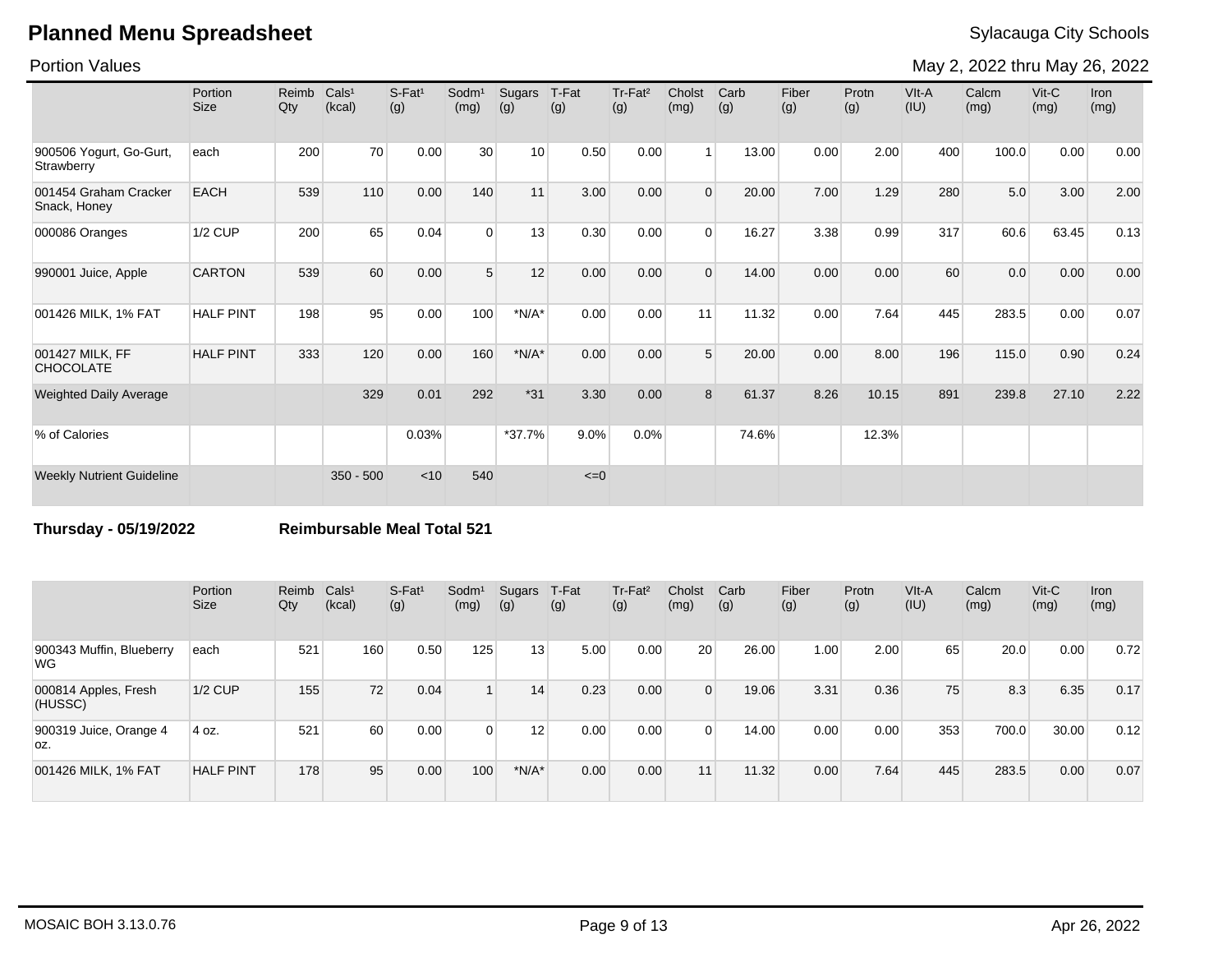# Planned Menu Spreadsheet

Sylacauga City Schools

Portion Values

May 2, 2022 thru May 26, 2022

| | Portion Size | Reimb Qty | Cals[1] (kcal) | S-Fat[1] (g) | Sodm[1] (mg) | Sugars (g) | T-Fat (g) | Tr-Fat[2] (g) | Cholst (mg) | Carb (g) | Fiber (g) | Protn (g) | VIt-A (IU) | Calcm (mg) | Vit-C (mg) | Iron (mg) |
|---|---|---|---|---|---|---|---|---|---|---|---|---|---|---|---|---|
| 900506 Yogurt, Go-Gurt, Strawberry | each | 200 | 70 | 0.00 | 30 | 10 | 0.50 | 0.00 | 1 | 13.00 | 0.00 | 2.00 | 400 | 100.0 | 0.00 | 0.00 |
| 001454 Graham Cracker Snack, Honey | EACH | 539 | 110 | 0.00 | 140 | 11 | 3.00 | 0.00 | 0 | 20.00 | 7.00 | 1.29 | 280 | 5.0 | 3.00 | 2.00 |
| 000086 Oranges | 1/2 CUP | 200 | 65 | 0.04 | 0 | 13 | 0.30 | 0.00 | 0 | 16.27 | 3.38 | 0.99 | 317 | 60.6 | 63.45 | 0.13 |
| 990001 Juice, Apple | CARTON | 539 | 60 | 0.00 | 5 | 12 | 0.00 | 0.00 | 0 | 14.00 | 0.00 | 0.00 | 60 | 0.0 | 0.00 | 0.00 |
| 001426 MILK, 1% FAT | HALF PINT | 198 | 95 | 0.00 | 100 | *N/A* | 0.00 | 0.00 | 11 | 11.32 | 0.00 | 7.64 | 445 | 283.5 | 0.00 | 0.07 |
| 001427 MILK, FF CHOCOLATE | HALF PINT | 333 | 120 | 0.00 | 160 | *N/A* | 0.00 | 0.00 | 5 | 20.00 | 0.00 | 8.00 | 196 | 115.0 | 0.90 | 0.24 |
| Weighted Daily Average | | | 329 | 0.01 | 292 | *31 | 3.30 | 0.00 | 8 | 61.37 | 8.26 | 10.15 | 891 | 239.8 | 27.10 | 2.22 |
| % of Calories | | | | 0.03% | | *37.7% | 9.0% | 0.0% | | 74.6% | | 12.3% | | | | |
| Weekly Nutrient Guideline | | | 350 - 500 | <10 | 540 | | <=0 | | | | | | | | | |

**Thursday - 05/19/2022** **Reimbursable Meal Total 521**

| | Portion Size | Reimb Qty | Cals[1] (kcal) | S-Fat[1] (g) | Sodm[1] (mg) | Sugars (g) | T-Fat (g) | Tr-Fat[2] (g) | Cholst (mg) | Carb (g) | Fiber (g) | Protn (g) | VIt-A (IU) | Calcm (mg) | Vit-C (mg) | Iron (mg) |
|---|---|---|---|---|---|---|---|---|---|---|---|---|---|---|---|---|
| 900343 Muffin, Blueberry WG | each | 521 | 160 | 0.50 | 125 | 13 | 5.00 | 0.00 | 20 | 26.00 | 1.00 | 2.00 | 65 | 20.0 | 0.00 | 0.72 |
| 000814 Apples, Fresh (HUSSC) | 1/2 CUP | 155 | 72 | 0.04 | 1 | 14 | 0.23 | 0.00 | 0 | 19.06 | 3.31 | 0.36 | 75 | 8.3 | 6.35 | 0.17 |
| 900319 Juice, Orange 4 oz. | 4 oz. | 521 | 60 | 0.00 | 0 | 12 | 0.00 | 0.00 | 0 | 14.00 | 0.00 | 0.00 | 353 | 700.0 | 30.00 | 0.12 |
| 001426 MILK, 1% FAT | HALF PINT | 178 | 95 | 0.00 | 100 | *N/A* | 0.00 | 0.00 | 11 | 11.32 | 0.00 | 7.64 | 445 | 283.5 | 0.00 | 0.07 |

MOSAIC BOH 3.13.0.76 Apr 26, 2022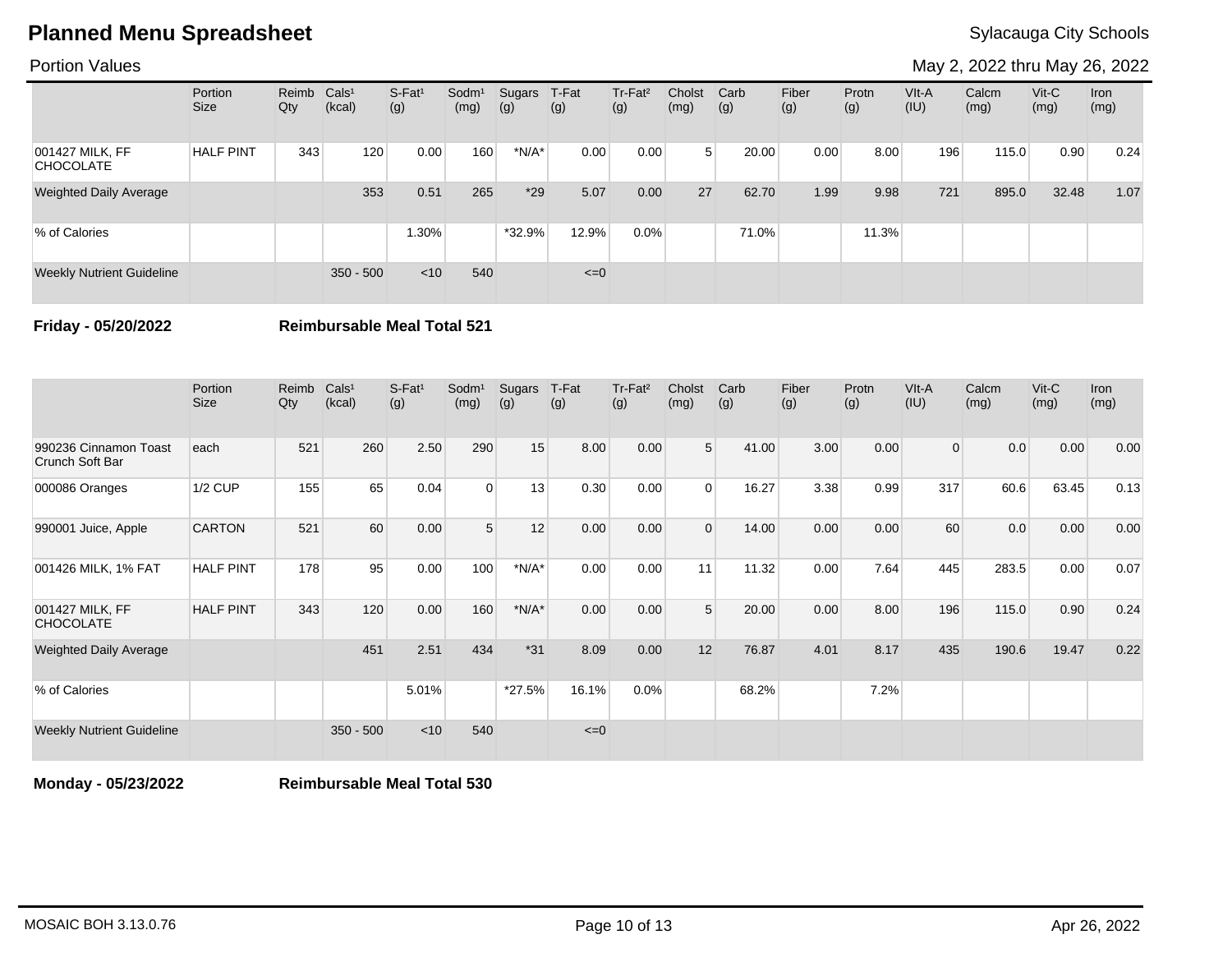# Planned Menu Spreadsheet

Sylacauga City Schools

Portion Values

May 2, 2022 thru May 26, 2022

| | Portion Size | Reimb Qty | Cals[1] (kcal) | S-Fat[1] (g) | Sodm[1] (mg) | Sugars (g) | T-Fat (g) | Tr-Fat[2] (g) | Cholst (mg) | Carb (g) | Fiber (g) | Protn (g) | VIt-A (IU) | Calcm (mg) | Vit-C (mg) | Iron (mg) |
|---|---|---|---|---|---|---|---|---|---|---|---|---|---|---|---|---|
| 001427 MILK, FF CHOCOLATE | HALF PINT | 343 | 120 | 0.00 | 160 | *N/A* | 0.00 | 0.00 | 5 | 20.00 | 0.00 | 8.00 | 196 | 115.0 | 0.90 | 0.24 |
| Weighted Daily Average | | | 353 | 0.51 | 265 | *29 | 5.07 | 0.00 | 27 | 62.70 | 1.99 | 9.98 | 721 | 895.0 | 32.48 | 1.07 |
| % of Calories | | | | 1.30% | | *32.9% | 12.9% | 0.0% | | 71.0% | | 11.3% | | | | |
| Weekly Nutrient Guideline | | | 350 - 500 | <10 | 540 | | <=0 | | | | | | | | | |

**Friday - 05/20/2022** **Reimbursable Meal Total 521**

| | Portion Size | Reimb Qty | Cals[1] (kcal) | S-Fat[1] (g) | Sodm[1] (mg) | Sugars (g) | T-Fat (g) | Tr-Fat[2] (g) | Cholst (mg) | Carb (g) | Fiber (g) | Protn (g) | VIt-A (IU) | Calcm (mg) | Vit-C (mg) | Iron (mg) |
|---|---|---|---|---|---|---|---|---|---|---|---|---|---|---|---|---|
| 990236 Cinnamon Toast Crunch Soft Bar | each | 521 | 260 | 2.50 | 290 | 15 | 8.00 | 0.00 | 5 | 41.00 | 3.00 | 0.00 | 0 | 0.0 | 0.00 | 0.00 |
| 000086 Oranges | 1/2 CUP | 155 | 65 | 0.04 | 0 | 13 | 0.30 | 0.00 | 0 | 16.27 | 3.38 | 0.99 | 317 | 60.6 | 63.45 | 0.13 |
| 990001 Juice, Apple | CARTON | 521 | 60 | 0.00 | 5 | 12 | 0.00 | 0.00 | 0 | 14.00 | 0.00 | 0.00 | 60 | 0.0 | 0.00 | 0.00 |
| 001426 MILK, 1% FAT | HALF PINT | 178 | 95 | 0.00 | 100 | *N/A* | 0.00 | 0.00 | 11 | 11.32 | 0.00 | 7.64 | 445 | 283.5 | 0.00 | 0.07 |
| 001427 MILK, FF CHOCOLATE | HALF PINT | 343 | 120 | 0.00 | 160 | *N/A* | 0.00 | 0.00 | 5 | 20.00 | 0.00 | 8.00 | 196 | 115.0 | 0.90 | 0.24 |
| Weighted Daily Average | | | 451 | 2.51 | 434 | *31 | 8.09 | 0.00 | 12 | 76.87 | 4.01 | 8.17 | 435 | 190.6 | 19.47 | 0.22 |
| % of Calories | | | | 5.01% | | *27.5% | 16.1% | 0.0% | | 68.2% | | 7.2% | | | | |
| Weekly Nutrient Guideline | | | 350 - 500 | <10 | 540 | | <=0 | | | | | | | | | |

**Monday - 05/23/2022** **Reimbursable Meal Total 530**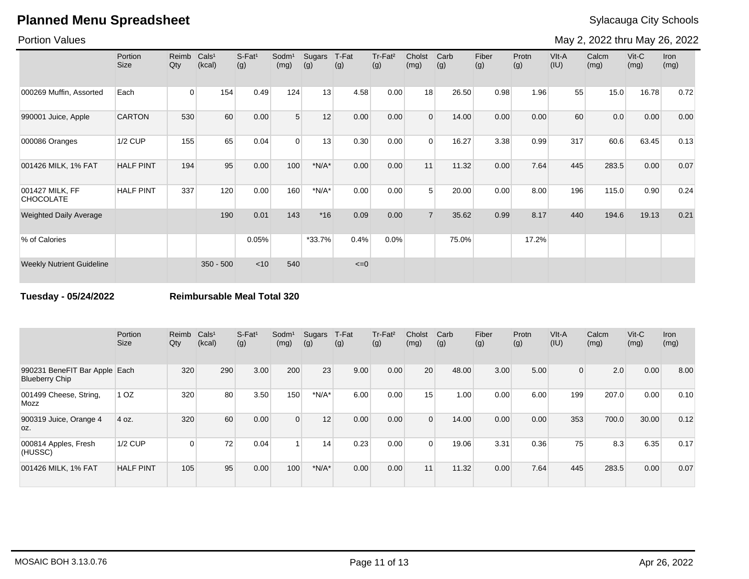# Planned Menu Spreadsheet

Sylacauga City Schools

Portion Values

May 2, 2022 thru May 26, 2022

| | Portion Size | Reimb Qty | Cals[1] (kcal) | S-Fat[1] (g) | Sodm[1] (mg) | Sugars (g) | T-Fat (g) | Tr-Fat[2] (g) | Cholst (mg) | Carb (g) | Fiber (g) | Protn (g) | VIt-A (IU) | Calcm (mg) | Vit-C (mg) | Iron (mg) |
|---|---|---|---|---|---|---|---|---|---|---|---|---|---|---|---|---|
| 000269 Muffin, Assorted | Each | 0 | 154 | 0.49 | 124 | 13 | 4.58 | 0.00 | 18 | 26.50 | 0.98 | 1.96 | 55 | 15.0 | 16.78 | 0.72 |
| 990001 Juice, Apple | CARTON | 530 | 60 | 0.00 | 5 | 12 | 0.00 | 0.00 | 0 | 14.00 | 0.00 | 0.00 | 60 | 0.0 | 0.00 | 0.00 |
| 000086 Oranges | 1/2 CUP | 155 | 65 | 0.04 | 0 | 13 | 0.30 | 0.00 | 0 | 16.27 | 3.38 | 0.99 | 317 | 60.6 | 63.45 | 0.13 |
| 001426 MILK, 1% FAT | HALF PINT | 194 | 95 | 0.00 | 100 | *N/A* | 0.00 | 0.00 | 11 | 11.32 | 0.00 | 7.64 | 445 | 283.5 | 0.00 | 0.07 |
| 001427 MILK, FF CHOCOLATE | HALF PINT | 337 | 120 | 0.00 | 160 | *N/A* | 0.00 | 0.00 | 5 | 20.00 | 0.00 | 8.00 | 196 | 115.0 | 0.90 | 0.24 |
| Weighted Daily Average | | | 190 | 0.01 | 143 | *16 | 0.09 | 0.00 | 7 | 35.62 | 0.99 | 8.17 | 440 | 194.6 | 19.13 | 0.21 |
| % of Calories | | | | 0.05% | | *33.7% | 0.4% | 0.0% | | 75.0% | | 17.2% | | | | |
| Weekly Nutrient Guideline | | | 350 - 500 | <10 | 540 | | <=0 | | | | | | | | | |

**Tuesday - 05/24/2022** **Reimbursable Meal Total 320**

| | Portion Size | Reimb Qty | Cals[1] (kcal) | S-Fat[1] (g) | Sodm[1] (mg) | Sugars (g) | T-Fat (g) | Tr-Fat[2] (g) | Cholst (mg) | Carb (g) | Fiber (g) | Protn (g) | VIt-A (IU) | Calcm (mg) | Vit-C (mg) | Iron (mg) |
|---|---|---|---|---|---|---|---|---|---|---|---|---|---|---|---|---|
| 990231 BeneFIT Bar Apple Blueberry Chip | Each | 320 | 290 | 3.00 | 200 | 23 | 9.00 | 0.00 | 20 | 48.00 | 3.00 | 5.00 | 0 | 2.0 | 0.00 | 8.00 |
| 001499 Cheese, String, Mozz | 1 OZ | 320 | 80 | 3.50 | 150 | *N/A* | 6.00 | 0.00 | 15 | 1.00 | 0.00 | 6.00 | 199 | 207.0 | 0.00 | 0.10 |
| 900319 Juice, Orange 4 oz. | 4 oz. | 320 | 60 | 0.00 | 0 | 12 | 0.00 | 0.00 | 0 | 14.00 | 0.00 | 0.00 | 353 | 700.0 | 30.00 | 0.12 |
| 000814 Apples, Fresh (HUSSC) | 1/2 CUP | 0 | 72 | 0.04 | 1 | 14 | 0.23 | 0.00 | 0 | 19.06 | 3.31 | 0.36 | 75 | 8.3 | 6.35 | 0.17 |
| 001426 MILK, 1% FAT | HALF PINT | 105 | 95 | 0.00 | 100 | *N/A* | 0.00 | 0.00 | 11 | 11.32 | 0.00 | 7.64 | 445 | 283.5 | 0.00 | 0.07 |

MOSAIC BOH 3.13.0.76

Apr 26, 2022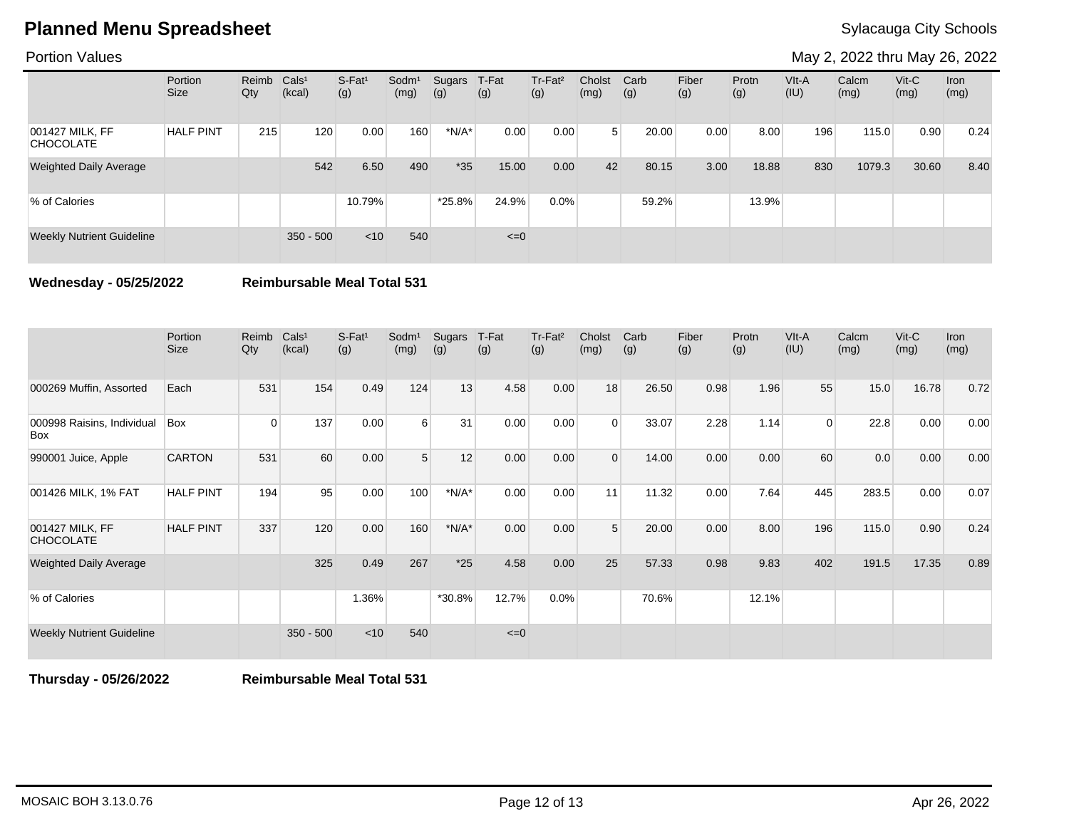# Planned Menu Spreadsheet

Sylacauga City Schools

Portion Values

May 2, 2022 thru May 26, 2022

| | Portion Size | Reimb Qty | Cals¹ (kcal) | S-Fat¹ (g) | Sodm¹ (mg) | Sugars (g) | T-Fat (g) | Tr-Fat² (g) | Cholst (mg) | Carb (g) | Fiber (g) | Protn (g) | VIt-A (IU) | Calcm (mg) | Vit-C (mg) | Iron (mg) |
|---|---|---|---|---|---|---|---|---|---|---|---|---|---|---|---|---|
| 001427 MILK, FF CHOCOLATE | HALF PINT | 215 | 120 | 0.00 | 160 | *N/A* | 0.00 | 0.00 | 5 | 20.00 | 0.00 | 8.00 | 196 | 115.0 | 0.90 | 0.24 |
| Weighted Daily Average | | | 542 | 6.50 | 490 | *35 | 15.00 | 0.00 | 42 | 80.15 | 3.00 | 18.88 | 830 | 1079.3 | 30.60 | 8.40 |
| % of Calories | | | | 10.79% | | *25.8% | 24.9% | 0.0% | | 59.2% | | 13.9% | | | | |
| Weekly Nutrient Guideline | | | 350 - 500 | <10 | 540 | | <=0 | | | | | | | | | |

**Wednesday - 05/25/2022** **Reimbursable Meal Total 531**

| | Portion Size | Reimb Qty | Cals¹ (kcal) | S-Fat¹ (g) | Sodm¹ (mg) | Sugars (g) | T-Fat (g) | Tr-Fat² (g) | Cholst (mg) | Carb (g) | Fiber (g) | Protn (g) | VIt-A (IU) | Calcm (mg) | Vit-C (mg) | Iron (mg) |
|---|---|---|---|---|---|---|---|---|---|---|---|---|---|---|---|---|
| 000269 Muffin, Assorted | Each | 531 | 154 | 0.49 | 124 | 13 | 4.58 | 0.00 | 18 | 26.50 | 0.98 | 1.96 | 55 | 15.0 | 16.78 | 0.72 |
| 000998 Raisins, Individual Box | Box | 0 | 137 | 0.00 | 6 | 31 | 0.00 | 0.00 | 0 | 33.07 | 2.28 | 1.14 | 0 | 22.8 | 0.00 | 0.00 |
| 990001 Juice, Apple | CARTON | 531 | 60 | 0.00 | 5 | 12 | 0.00 | 0.00 | 0 | 14.00 | 0.00 | 0.00 | 60 | 0.0 | 0.00 | 0.00 |
| 001426 MILK, 1% FAT | HALF PINT | 194 | 95 | 0.00 | 100 | *N/A* | 0.00 | 0.00 | 11 | 11.32 | 0.00 | 7.64 | 445 | 283.5 | 0.00 | 0.07 |
| 001427 MILK, FF CHOCOLATE | HALF PINT | 337 | 120 | 0.00 | 160 | *N/A* | 0.00 | 0.00 | 5 | 20.00 | 0.00 | 8.00 | 196 | 115.0 | 0.90 | 0.24 |
| Weighted Daily Average | | | 325 | 0.49 | 267 | *25 | 4.58 | 0.00 | 25 | 57.33 | 0.98 | 9.83 | 402 | 191.5 | 17.35 | 0.89 |
| % of Calories | | | | 1.36% | | *30.8% | 12.7% | 0.0% | | 70.6% | | 12.1% | | | | |
| Weekly Nutrient Guideline | | | 350 - 500 | <10 | 540 | | <=0 | | | | | | | | | |

**Thursday - 05/26/2022** **Reimbursable Meal Total 531**

MOSAIC BOH 3.13.0.76

Apr 26, 2022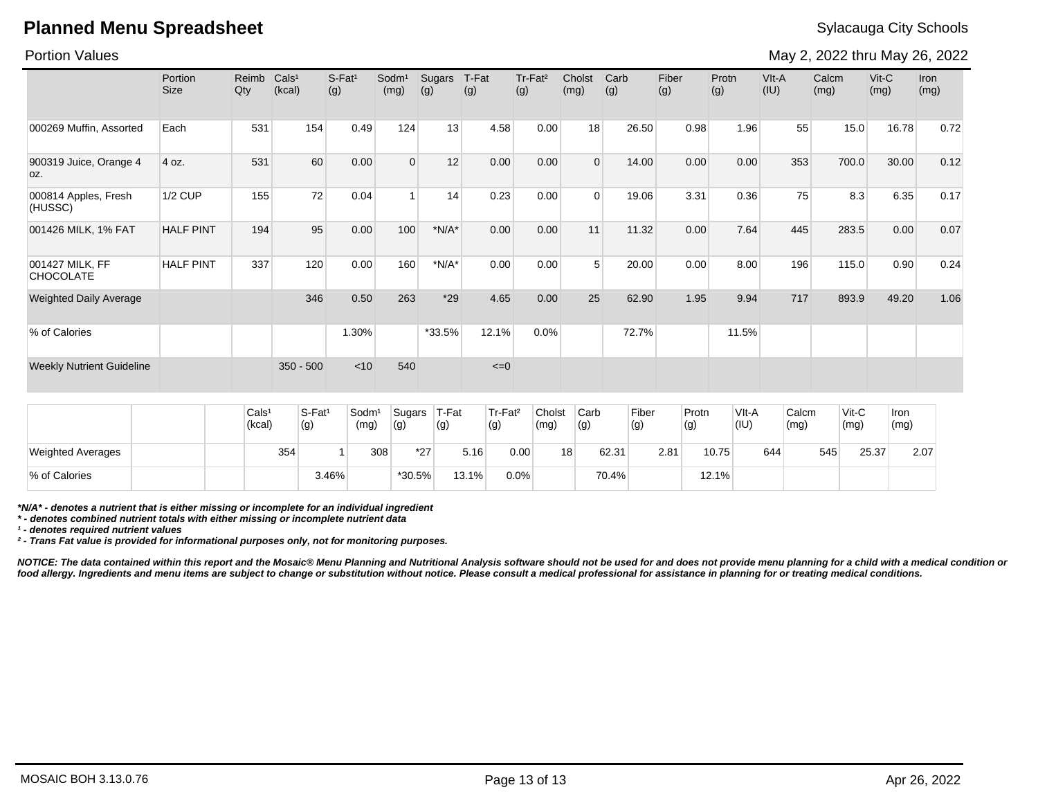# Planned Menu Spreadsheet

Sylacauga City Schools

Portion Values

May 2, 2022 thru May 26, 2022

| | Portion Size | Reimb Qty | Cals¹ (kcal) | S-Fat¹ (g) | Sodm¹ (mg) | Sugars (g) | T-Fat (g) | Tr-Fat² (g) | Cholst (mg) | Carb (g) | Fiber (g) | Protn (g) | VIt-A (IU) | Calcm (mg) | Vit-C (mg) | Iron (mg) |
|---|---|---|---|---|---|---|---|---|---|---|---|---|---|---|---|---|
| 000269 Muffin, Assorted | Each | 531 | 154 | 0.49 | 124 | 13 | 4.58 | 0.00 | 18 | 26.50 | 0.98 | 1.96 | 55 | 15.0 | 16.78 | 0.72 |
| 900319 Juice, Orange 4 oz. | 4 oz. | 531 | 60 | 0.00 | 0 | 12 | 0.00 | 0.00 | 0 | 14.00 | 0.00 | 0.00 | 353 | 700.0 | 30.00 | 0.12 |
| 000814 Apples, Fresh (HUSSC) | 1/2 CUP | 155 | 72 | 0.04 | 1 | 14 | 0.23 | 0.00 | 0 | 19.06 | 3.31 | 0.36 | 75 | 8.3 | 6.35 | 0.17 |
| 001426 MILK, 1% FAT | HALF PINT | 194 | 95 | 0.00 | 100 | *N/A* | 0.00 | 0.00 | 11 | 11.32 | 0.00 | 7.64 | 445 | 283.5 | 0.00 | 0.07 |
| 001427 MILK, FF CHOCOLATE | HALF PINT | 337 | 120 | 0.00 | 160 | *N/A* | 0.00 | 0.00 | 5 | 20.00 | 0.00 | 8.00 | 196 | 115.0 | 0.90 | 0.24 |
| Weighted Daily Average | | | 346 | 0.50 | 263 | *29 | 4.65 | 0.00 | 25 | 62.90 | 1.95 | 9.94 | 717 | 893.9 | 49.20 | 1.06 |
| % of Calories | | | | 1.30% | | *33.5% | 12.1% | 0.0% | | 72.7% | | 11.5% | | | | |
| Weekly Nutrient Guideline | | | 350 - 500 | <10 | 540 | | <=0 | | | | | | | | | |

| | | | Cals¹ (kcal) | S-Fat¹ (g) | Sodm¹ (mg) | Sugars (g) | T-Fat (g) | Tr-Fat² (g) | Cholst (mg) | Carb (g) | Fiber (g) | Protn (g) | VIt-A (IU) | Calcm (mg) | Vit-C (mg) | Iron (mg) |
|---|---|---|---|---|---|---|---|---|---|---|---|---|---|---|---|---|
| Weighted Averages | | | 354 | 1 | 308 | *27 | 5.16 | 0.00 | 18 | 62.31 | 2.81 | 10.75 | 644 | 545 | 25.37 | 2.07 |
| % of Calories | | | | 3.46% | | *30.5% | 13.1% | 0.0% | | 70.4% | | 12.1% | | | | |

***N/A* - denotes a nutrient that is either missing or incomplete for an individual ingredient***

***\* - denotes combined nutrient totals with either missing or incomplete nutrient data***

***¹ - denotes required nutrient values***

***² - Trans Fat value is provided for informational purposes only, not for monitoring purposes.***

***NOTICE: The data contained within this report and the Mosaic® Menu Planning and Nutritional Analysis software should not be used for and does not provide menu planning for a child with a medical condition or food allergy. Ingredients and menu items are subject to change or substitution without notice. Please consult a medical professional for assistance in planning for or treating medical conditions.***

MOSAIC BOH 3.13.0.76

Apr 26, 2022